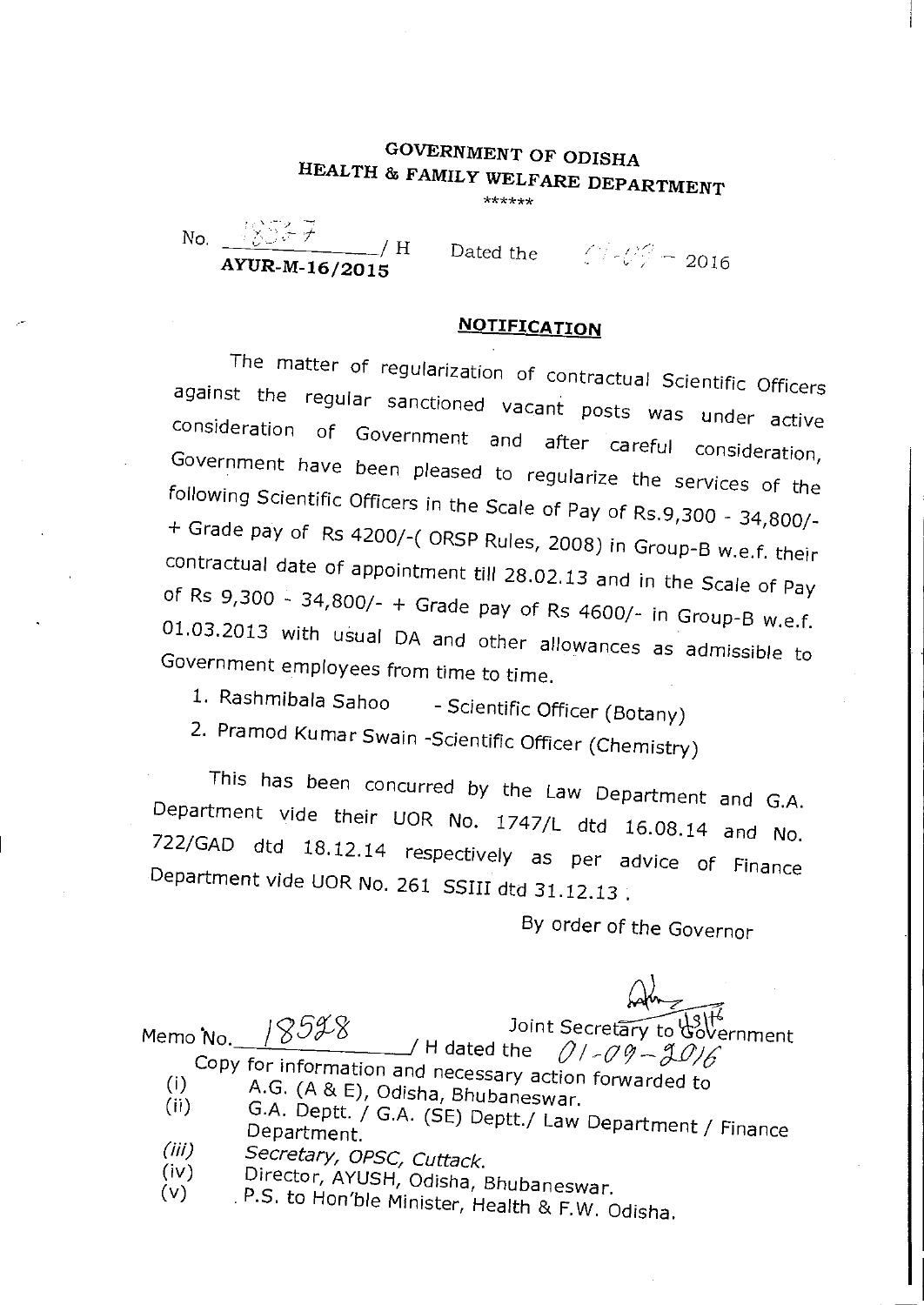# GOVERNMENT OF ODISHA
## HEALTH & FAMILY WELFARE DEPARTMENT

\*\*\*\*\*\*

No. 18527 / H
**AYUR-M-16/2015**

Dated the 01-09 - 2016

## NOTIFICATION

The matter of regularization of contractual Scientific Officers against the regular sanctioned vacant posts was under active consideration of Government and after careful consideration, Government have been pleased to regularize the services of the following Scientific Officers in the Scale of Pay of Rs.9,300 - 34,800/- + Grade pay of Rs 4200/-( ORSP Rules, 2008) in Group-B w.e.f. their contractual date of appointment till 28.02.13 and in the Scale of Pay of Rs 9,300 - 34,800/- + Grade pay of Rs 4600/- in Group-B w.e.f. 01.03.2013 with usual DA and other allowances as admissible to Government employees from time to time.

1. Rashmibala Sahoo - Scientific Officer (Botany)
2. Pramod Kumar Swain -Scientific Officer (Chemistry)

This has been concurred by the Law Department and G.A. Department vide their UOR No. 1747/L dtd 16.08.14 and No. 722/GAD dtd 18.12.14 respectively as per advice of Finance Department vide UOR No. 261 SSIII dtd 31.12.13 .

By order of the Governor

Joint Secretary to Government

Memo No. 18528 / H dated the 01-09-2016

Copy for information and necessary action forwarded to

(i) A.G. (A & E), Odisha, Bhubaneswar.
(ii) G.A. Deptt. / G.A. (SE) Deptt./ Law Department / Finance Department.
(iii) Secretary, OPSC, Cuttack.
(iv) Director, AYUSH, Odisha, Bhubaneswar.
(v) P.S. to Hon'ble Minister, Health & F.W. Odisha.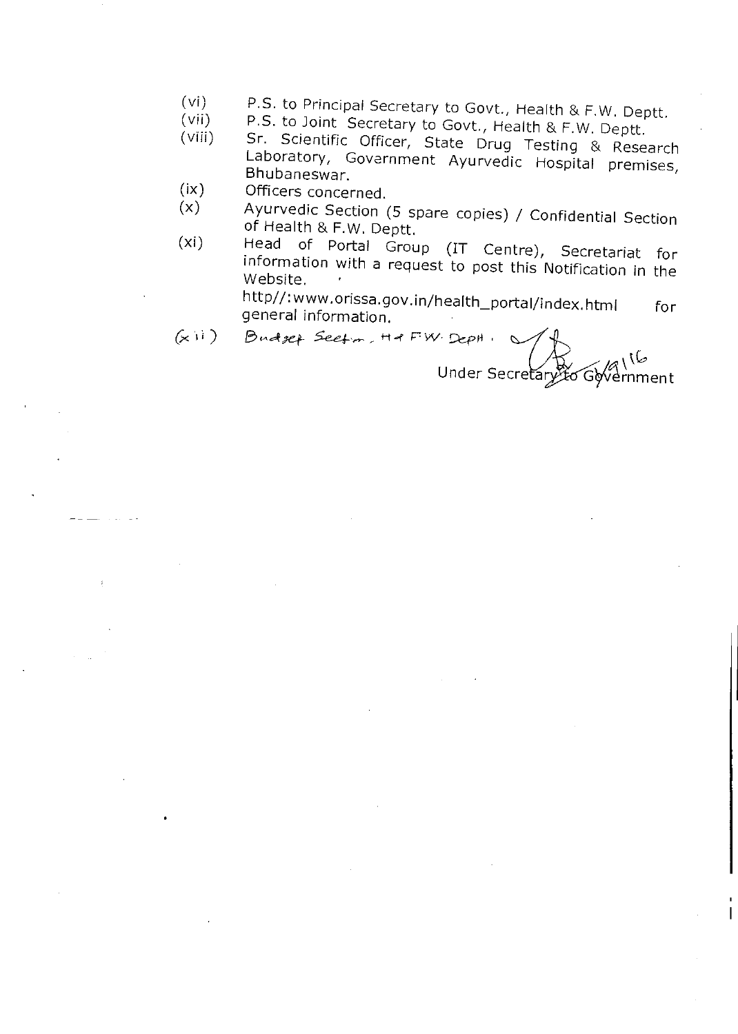(vi) P.S. to Principal Secretary to Govt., Health & F.W. Deptt.

(vii) P.S. to Joint Secretary to Govt., Health & F.W. Deptt.

(viii) Sr. Scientific Officer, State Drug Testing & Research Laboratory, Government Ayurvedic Hospital premises, Bhubaneswar.

(ix) Officers concerned.

(x) Ayurvedic Section (5 spare copies) / Confidential Section of Health & F.W. Deptt.

(xi) Head of Portal Group (IT Centre), Secretariat for information with a request to post this Notification in the Website.

http//:www.orissa.gov.in/health_portal/index.html for general information.

(xii) Budget Sectn., H & F.W. Deptt.

/9/16

Under Secretary to Government